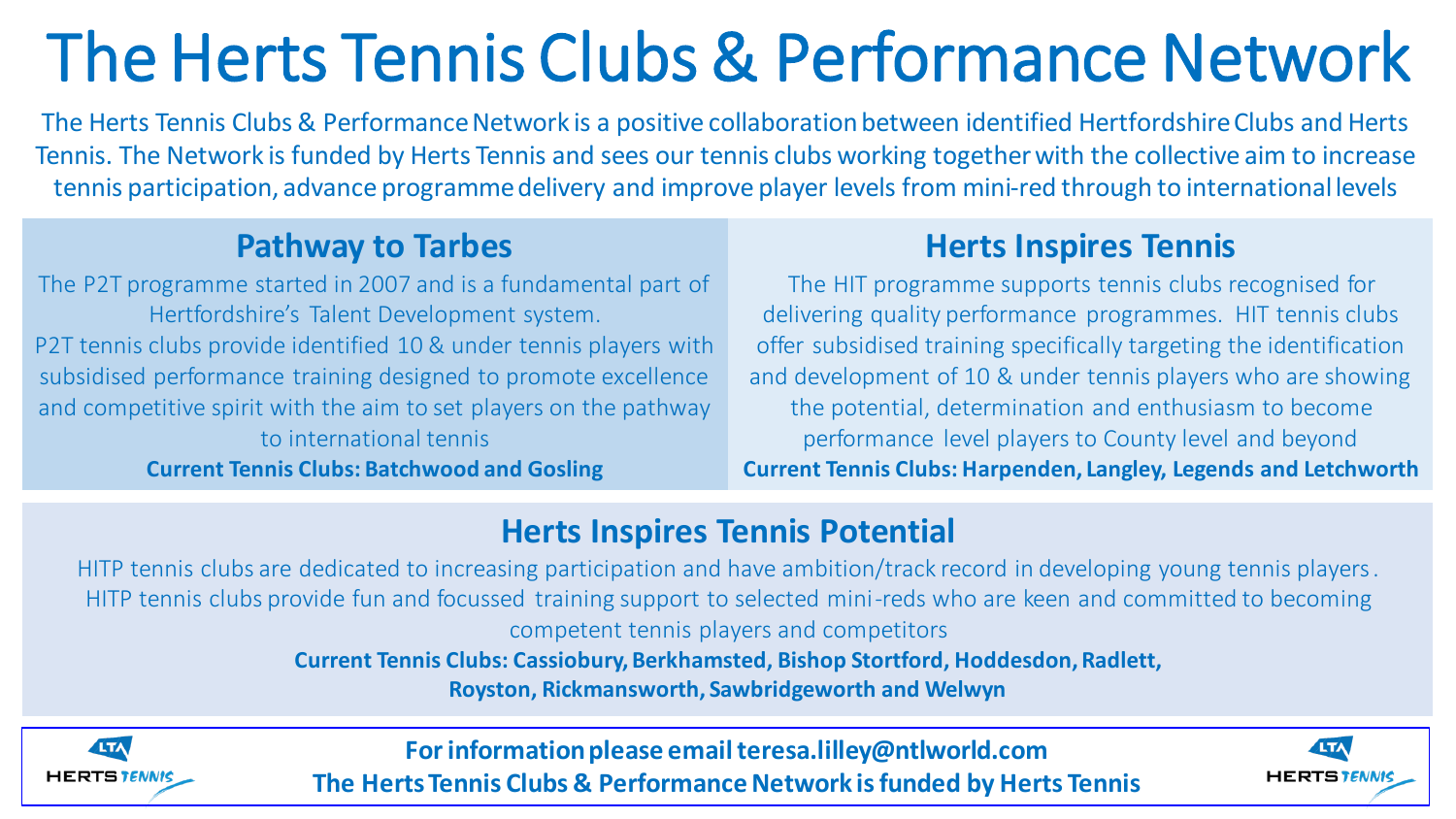# The Herts Tennis Clubs & Performance Network

The Herts Tennis Clubs & Performance Network is a positive collaboration between identified Hertfordshire Clubs and Herts Tennis. The Network is funded by Herts Tennis and sees our tennis clubs working together with the collective aim to increase tennis participation, advance programme delivery and improve player levels from mini-red through to international levels

## Pathway to Tarbes

The P2T programme started in 2007 and is a fundamental part of Hertfordshire's Talent Development system.

P2T tennis clubs provide identified 10 & under tennis players with subsidised performance training designed to promote excellence and competitive spirit with the aim to set players on the pathway to international tennis

**Current Tennis Clubs: Batchwood and Gosling**

## Herts Inspires Tennis

The HIT programme supports tennis clubs recognised for delivering quality performance programmes. HIT tennis clubs offer subsidised training specifically targeting the identification and development of 10 & under tennis players who are showing the potential, determination and enthusiasm to become performance level players to County level and beyond

**Current Tennis Clubs: Harpenden, Langley, Legends and Letchworth**

## Herts Inspires Tennis Potential

HITP tennis clubs are dedicated to increasing participation and have ambition/track record in developing young tennis players. HITP tennis clubs provide fun and focussed training support to selected mini-reds who are keen and committed to becoming competent tennis players and competitors

**Current Tennis Clubs: Cassiobury, Berkhamsted, Bishop Stortford, Hoddesdon, Radlett, Royston, Rickmansworth, Sawbridgeworth and Welwyn**

LTA HERTS TENNIS

**For information please email teresa.lilley@ntlworld.com**

**The Herts Tennis Clubs & Performance Network is funded by Herts Tennis**

LTA HERTS TENNIS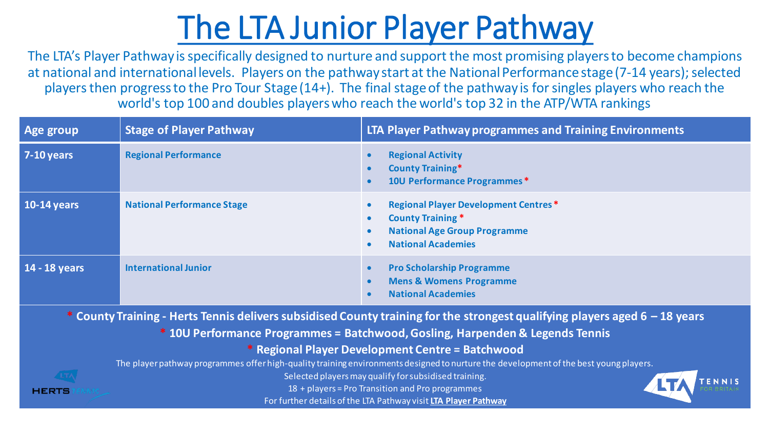# The LTA Junior Player Pathway

The LTA's Player Pathway is specifically designed to nurture and support the most promising players to become champions at national and international levels. Players on the pathway start at the National Performance stage (7-14 years); selected players then progress to the Pro Tour Stage (14+). The final stage of the pathway is for singles players who reach the world's top 100 and doubles players who reach the world's top 32 in the ATP/WTA rankings

| Age group | Stage of Player Pathway | LTA Player Pathway programmes and Training Environments |
|---|---|---|
| 7-10 years | Regional Performance | • Regional Activity<br>• County Training*<br>• 10U Performance Programmes* |
| 10-14 years | National Performance Stage | • Regional Player Development Centres*<br>• County Training *<br>• National Age Group Programme<br>• National Academies |
| 14 - 18 years | International Junior | • Pro Scholarship Programme<br>• Mens & Womens Programme<br>• National Academies |

**\* County Training - Herts Tennis delivers subsidised County training for the strongest qualifying players aged 6 – 18 years**

**\* 10U Performance Programmes = Batchwood, Gosling, Harpenden & Legends Tennis**

**\* Regional Player Development Centre = Batchwood**

The player pathway programmes offer high-quality training environments designed to nurture the development of the best young players.

Selected players may qualify for subsidised training.

18 + players = Pro Transition and Pro programmes

For further details of the LTA Pathway visit **LTA Player Pathway**